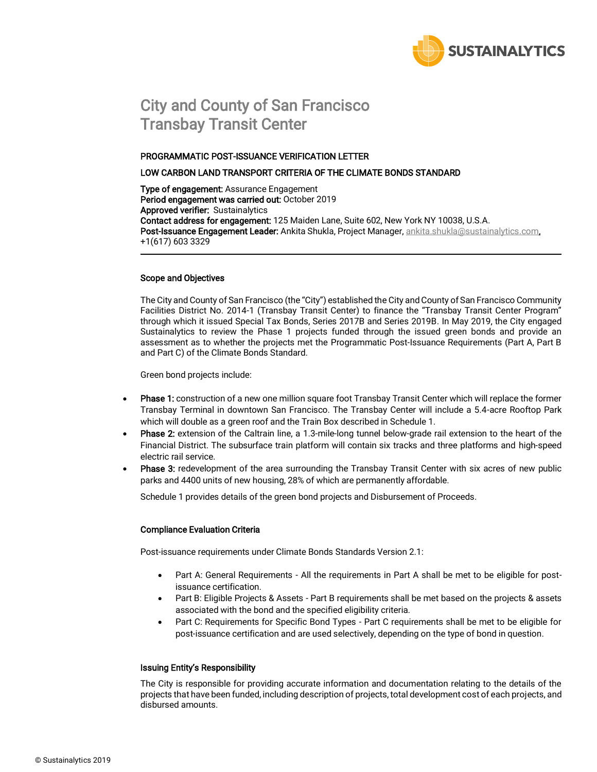# City and County of San Francisco
# Transbay Transit Center

**PROGRAMMATIC POST-ISSUANCE VERIFICATION LETTER**

**LOW CARBON LAND TRANSPORT CRITERIA OF THE CLIMATE BONDS STANDARD**

**Type of engagement:** Assurance Engagement
**Period engagement was carried out:** October 2019
**Approved verifier:** Sustainalytics
**Contact address for engagement:** 125 Maiden Lane, Suite 602, New York NY 10038, U.S.A.
**Post-Issuance Engagement Leader:** Ankita Shukla, Project Manager, ankita.shukla@sustainalytics.com, +1(617) 603 3329

---

### Scope and Objectives

The City and County of San Francisco (the "City") established the City and County of San Francisco Community Facilities District No. 2014-1 (Transbay Transit Center) to finance the "Transbay Transit Center Program" through which it issued Special Tax Bonds, Series 2017B and Series 2019B. In May 2019, the City engaged Sustainalytics to review the Phase 1 projects funded through the issued green bonds and provide an assessment as to whether the projects met the Programmatic Post-Issuance Requirements (Part A, Part B and Part C) of the Climate Bonds Standard.

Green bond projects include:

- **Phase 1:** construction of a new one million square foot Transbay Transit Center which will replace the former Transbay Terminal in downtown San Francisco. The Transbay Center will include a 5.4-acre Rooftop Park which will double as a green roof and the Train Box described in Schedule 1.
- **Phase 2:** extension of the Caltrain line, a 1.3-mile-long tunnel below-grade rail extension to the heart of the Financial District. The subsurface train platform will contain six tracks and three platforms and high-speed electric rail service.
- **Phase 3:** redevelopment of the area surrounding the Transbay Transit Center with six acres of new public parks and 4400 units of new housing, 28% of which are permanently affordable.

Schedule 1 provides details of the green bond projects and Disbursement of Proceeds.

### Compliance Evaluation Criteria

Post-issuance requirements under Climate Bonds Standards Version 2.1:

- Part A: General Requirements - All the requirements in Part A shall be met to be eligible for post-issuance certification.
- Part B: Eligible Projects & Assets - Part B requirements shall be met based on the projects & assets associated with the bond and the specified eligibility criteria.
- Part C: Requirements for Specific Bond Types - Part C requirements shall be met to be eligible for post-issuance certification and are used selectively, depending on the type of bond in question.

### Issuing Entity's Responsibility

The City is responsible for providing accurate information and documentation relating to the details of the projects that have been funded, including description of projects, total development cost of each projects, and disbursed amounts.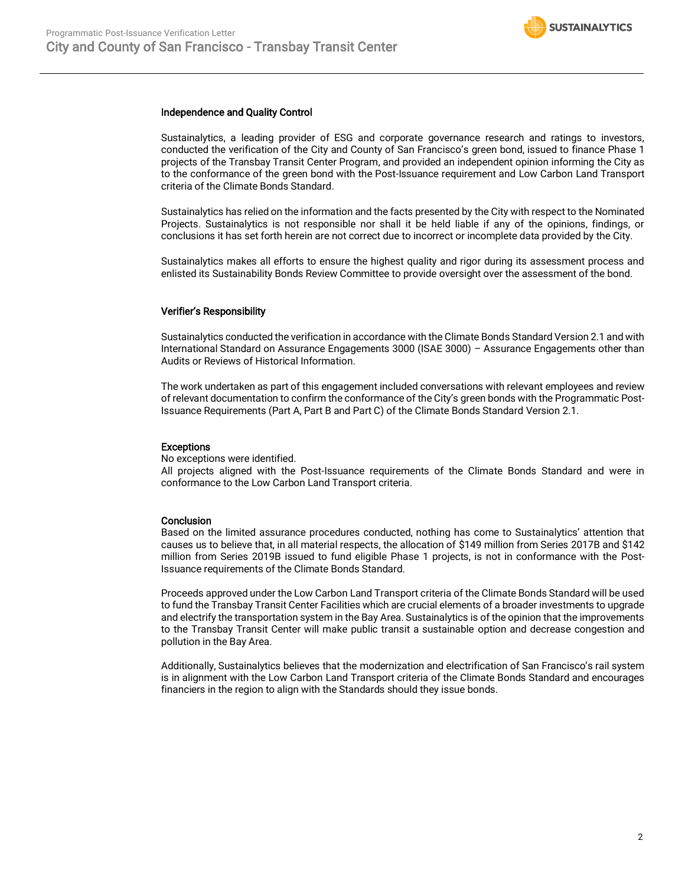### Independence and Quality Control

Sustainalytics, a leading provider of ESG and corporate governance research and ratings to investors, conducted the verification of the City and County of San Francisco's green bond, issued to finance Phase 1 projects of the Transbay Transit Center Program, and provided an independent opinion informing the City as to the conformance of the green bond with the Post-Issuance requirement and Low Carbon Land Transport criteria of the Climate Bonds Standard.

Sustainalytics has relied on the information and the facts presented by the City with respect to the Nominated Projects. Sustainalytics is not responsible nor shall it be held liable if any of the opinions, findings, or conclusions it has set forth herein are not correct due to incorrect or incomplete data provided by the City.

Sustainalytics makes all efforts to ensure the highest quality and rigor during its assessment process and enlisted its Sustainability Bonds Review Committee to provide oversight over the assessment of the bond.

### Verifier's Responsibility

Sustainalytics conducted the verification in accordance with the Climate Bonds Standard Version 2.1 and with International Standard on Assurance Engagements 3000 (ISAE 3000) – Assurance Engagements other than Audits or Reviews of Historical Information.

The work undertaken as part of this engagement included conversations with relevant employees and review of relevant documentation to confirm the conformance of the City's green bonds with the Programmatic Post-Issuance Requirements (Part A, Part B and Part C) of the Climate Bonds Standard Version 2.1.

### Exceptions

No exceptions were identified.
All projects aligned with the Post-Issuance requirements of the Climate Bonds Standard and were in conformance to the Low Carbon Land Transport criteria.

### Conclusion

Based on the limited assurance procedures conducted, nothing has come to Sustainalytics' attention that causes us to believe that, in all material respects, the allocation of $149 million from Series 2017B and $142 million from Series 2019B issued to fund eligible Phase 1 projects, is not in conformance with the Post-Issuance requirements of the Climate Bonds Standard.

Proceeds approved under the Low Carbon Land Transport criteria of the Climate Bonds Standard will be used to fund the Transbay Transit Center Facilities which are crucial elements of a broader investments to upgrade and electrify the transportation system in the Bay Area. Sustainalytics is of the opinion that the improvements to the Transbay Transit Center will make public transit a sustainable option and decrease congestion and pollution in the Bay Area.

Additionally, Sustainalytics believes that the modernization and electrification of San Francisco's rail system is in alignment with the Low Carbon Land Transport criteria of the Climate Bonds Standard and encourages financiers in the region to align with the Standards should they issue bonds.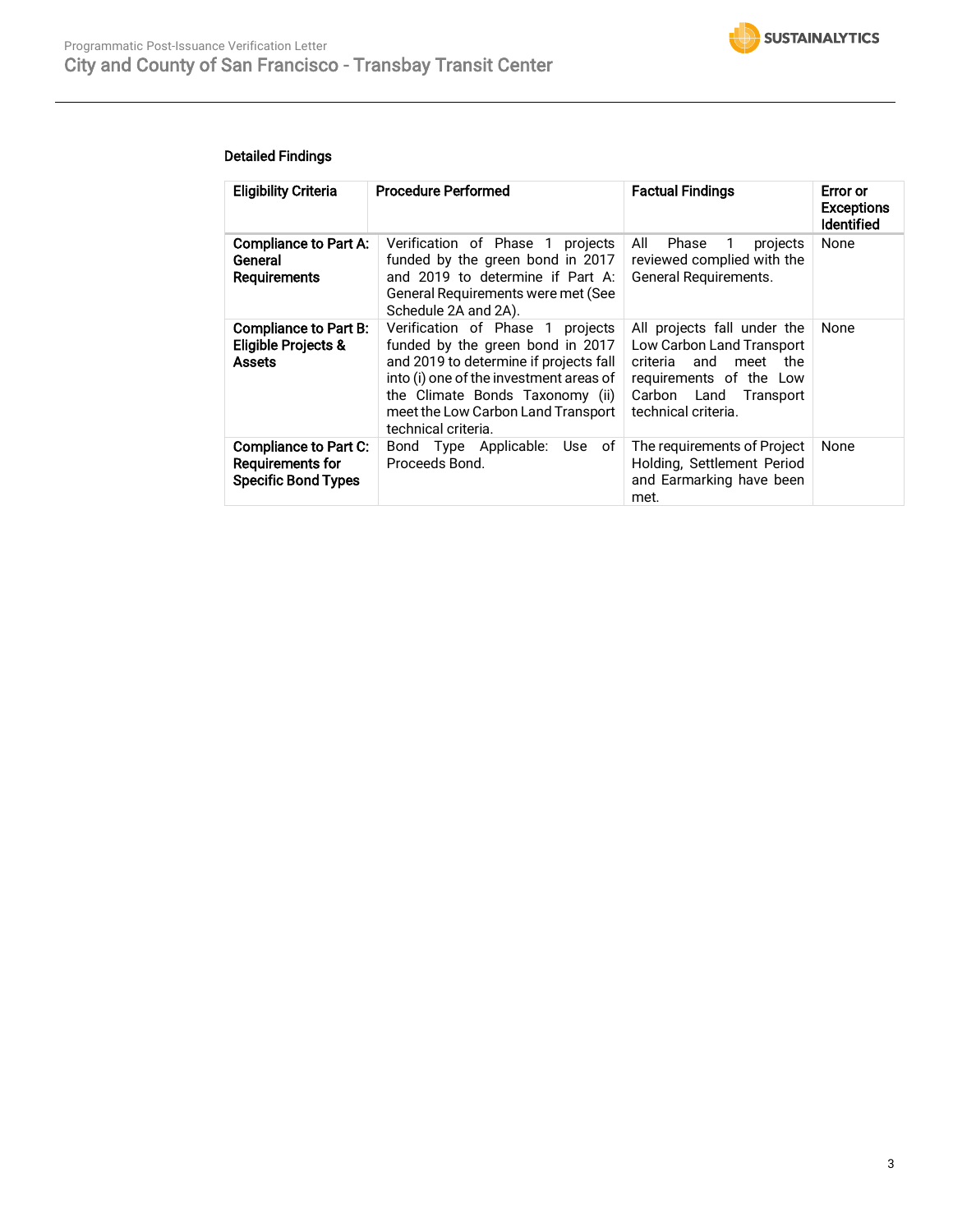### Detailed Findings

| Eligibility Criteria | Procedure Performed | Factual Findings | Error or Exceptions Identified |
|---|---|---|---|
| **Compliance to Part A: General Requirements** | Verification of Phase 1 projects funded by the green bond in 2017 and 2019 to determine if Part A: General Requirements were met (See Schedule 2A and 2A). | All Phase 1 projects reviewed complied with the General Requirements. | None |
| **Compliance to Part B: Eligible Projects & Assets** | Verification of Phase 1 projects funded by the green bond in 2017 and 2019 to determine if projects fall into (i) one of the investment areas of the Climate Bonds Taxonomy (ii) meet the Low Carbon Land Transport technical criteria. | All projects fall under the Low Carbon Land Transport criteria and meet the requirements of the Low Carbon Land Transport technical criteria. | None |
| **Compliance to Part C: Requirements for Specific Bond Types** | Bond Type Applicable: Use of Proceeds Bond. | The requirements of Project Holding, Settlement Period and Earmarking have been met. | None |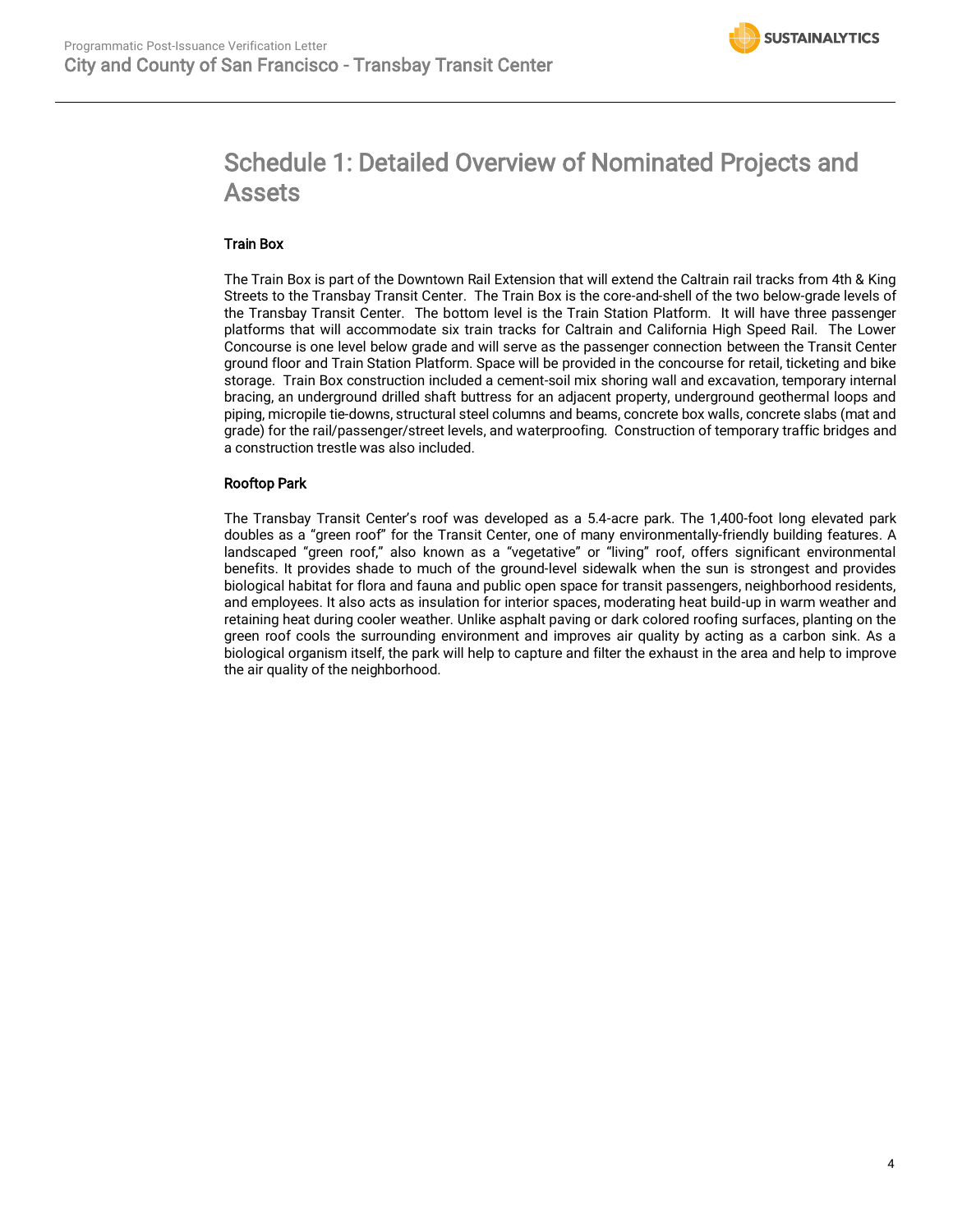# Schedule 1: Detailed Overview of Nominated Projects and Assets

**Train Box**

The Train Box is part of the Downtown Rail Extension that will extend the Caltrain rail tracks from 4th & King Streets to the Transbay Transit Center. The Train Box is the core-and-shell of the two below-grade levels of the Transbay Transit Center. The bottom level is the Train Station Platform. It will have three passenger platforms that will accommodate six train tracks for Caltrain and California High Speed Rail. The Lower Concourse is one level below grade and will serve as the passenger connection between the Transit Center ground floor and Train Station Platform. Space will be provided in the concourse for retail, ticketing and bike storage. Train Box construction included a cement-soil mix shoring wall and excavation, temporary internal bracing, an underground drilled shaft buttress for an adjacent property, underground geothermal loops and piping, micropile tie-downs, structural steel columns and beams, concrete box walls, concrete slabs (mat and grade) for the rail/passenger/street levels, and waterproofing. Construction of temporary traffic bridges and a construction trestle was also included.

**Rooftop Park**

The Transbay Transit Center's roof was developed as a 5.4-acre park. The 1,400-foot long elevated park doubles as a "green roof" for the Transit Center, one of many environmentally-friendly building features. A landscaped "green roof," also known as a "vegetative" or "living" roof, offers significant environmental benefits. It provides shade to much of the ground-level sidewalk when the sun is strongest and provides biological habitat for flora and fauna and public open space for transit passengers, neighborhood residents, and employees. It also acts as insulation for interior spaces, moderating heat build-up in warm weather and retaining heat during cooler weather. Unlike asphalt paving or dark colored roofing surfaces, planting on the green roof cools the surrounding environment and improves air quality by acting as a carbon sink. As a biological organism itself, the park will help to capture and filter the exhaust in the area and help to improve the air quality of the neighborhood.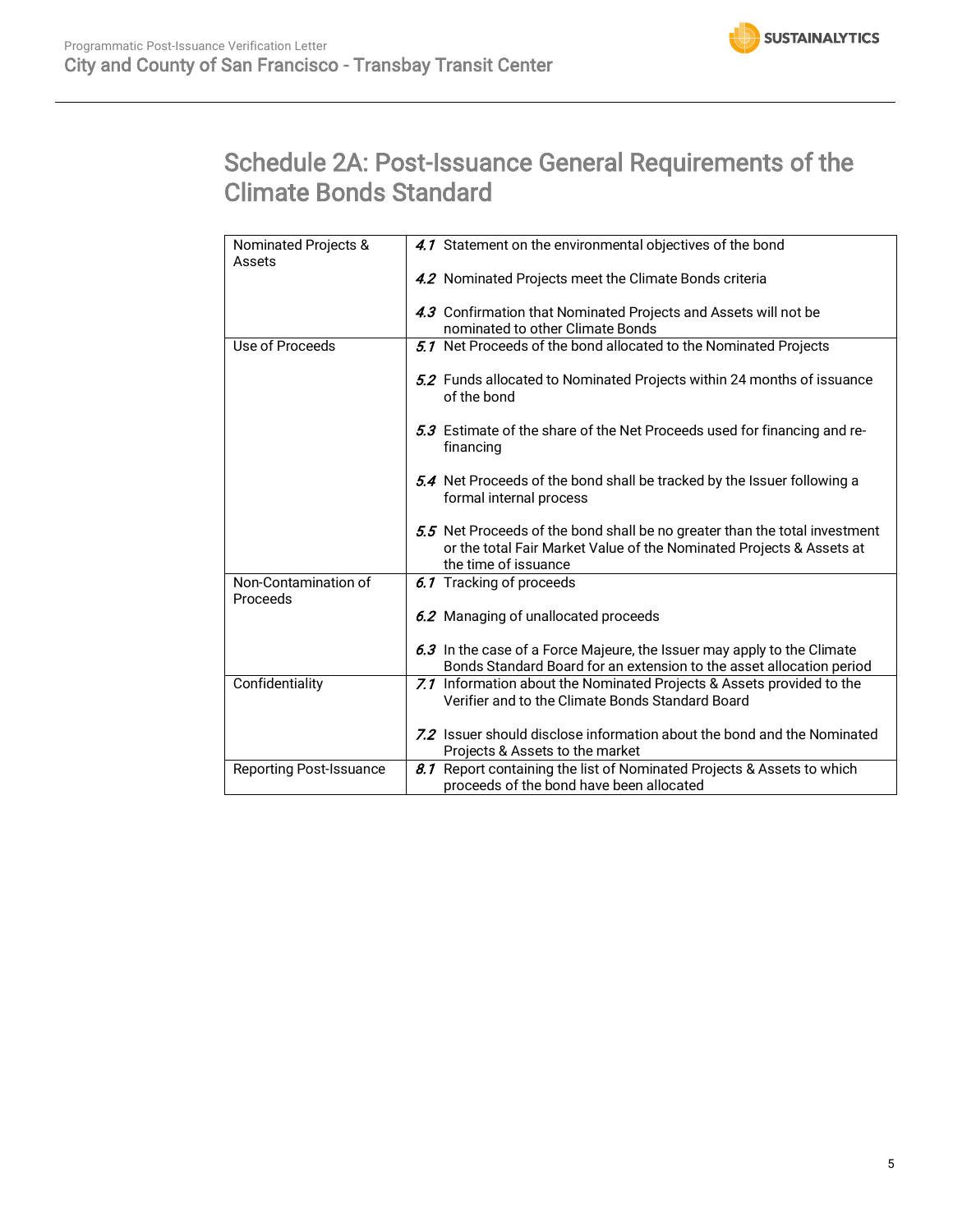# Schedule 2A: Post-Issuance General Requirements of the Climate Bonds Standard

| | |
|---|---|
| Nominated Projects & Assets | *4.1* Statement on the environmental objectives of the bond<br><br>*4.2* Nominated Projects meet the Climate Bonds criteria<br><br>*4.3* Confirmation that Nominated Projects and Assets will not be nominated to other Climate Bonds |
| Use of Proceeds | *5.1* Net Proceeds of the bond allocated to the Nominated Projects<br><br>*5.2* Funds allocated to Nominated Projects within 24 months of issuance of the bond<br><br>*5.3* Estimate of the share of the Net Proceeds used for financing and re-financing<br><br>*5.4* Net Proceeds of the bond shall be tracked by the Issuer following a formal internal process<br><br>*5.5* Net Proceeds of the bond shall be no greater than the total investment or the total Fair Market Value of the Nominated Projects & Assets at the time of issuance |
| Non-Contamination of Proceeds | *6.1* Tracking of proceeds<br><br>*6.2* Managing of unallocated proceeds<br><br>*6.3* In the case of a Force Majeure, the Issuer may apply to the Climate Bonds Standard Board for an extension to the asset allocation period |
| Confidentiality | *7.1* Information about the Nominated Projects & Assets provided to the Verifier and to the Climate Bonds Standard Board<br><br>*7.2* Issuer should disclose information about the bond and the Nominated Projects & Assets to the market |
| Reporting Post-Issuance | *8.1* Report containing the list of Nominated Projects & Assets to which proceeds of the bond have been allocated |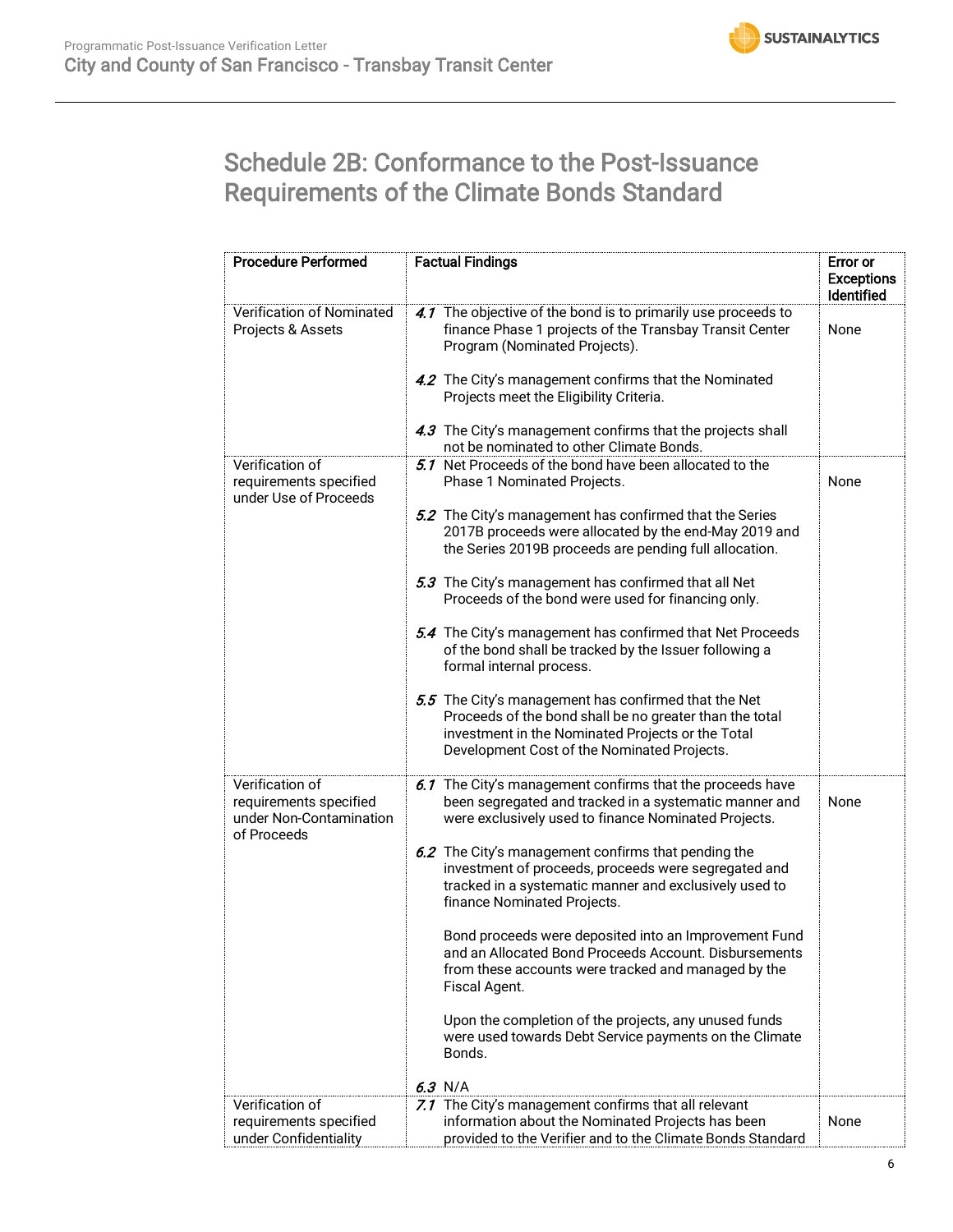## Schedule 2B: Conformance to the Post-Issuance Requirements of the Climate Bonds Standard

| Procedure Performed | Factual Findings | Error or Exceptions Identified |
|---|---|---|
| Verification of Nominated Projects & Assets | *4.1* The objective of the bond is to primarily use proceeds to finance Phase 1 projects of the Transbay Transit Center Program (Nominated Projects).<br><br>*4.2* The City's management confirms that the Nominated Projects meet the Eligibility Criteria.<br><br>*4.3* The City's management confirms that the projects shall not be nominated to other Climate Bonds. | None |
| Verification of requirements specified under Use of Proceeds | *5.1* Net Proceeds of the bond have been allocated to the Phase 1 Nominated Projects.<br><br>*5.2* The City's management has confirmed that the Series 2017B proceeds were allocated by the end-May 2019 and the Series 2019B proceeds are pending full allocation.<br><br>*5.3* The City's management has confirmed that all Net Proceeds of the bond were used for financing only.<br><br>*5.4* The City's management has confirmed that Net Proceeds of the bond shall be tracked by the Issuer following a formal internal process.<br><br>*5.5* The City's management has confirmed that the Net Proceeds of the bond shall be no greater than the total investment in the Nominated Projects or the Total Development Cost of the Nominated Projects. | None |
| Verification of requirements specified under Non-Contamination of Proceeds | *6.1* The City's management confirms that the proceeds have been segregated and tracked in a systematic manner and were exclusively used to finance Nominated Projects.<br><br>*6.2* The City's management confirms that pending the investment of proceeds, proceeds were segregated and tracked in a systematic manner and exclusively used to finance Nominated Projects.<br><br>Bond proceeds were deposited into an Improvement Fund and an Allocated Bond Proceeds Account. Disbursements from these accounts were tracked and managed by the Fiscal Agent.<br><br>Upon the completion of the projects, any unused funds were used towards Debt Service payments on the Climate Bonds.<br><br>*6.3* N/A | None |
| Verification of requirements specified under Confidentiality | *7.1* The City's management confirms that all relevant information about the Nominated Projects has been provided to the Verifier and to the Climate Bonds Standard | None |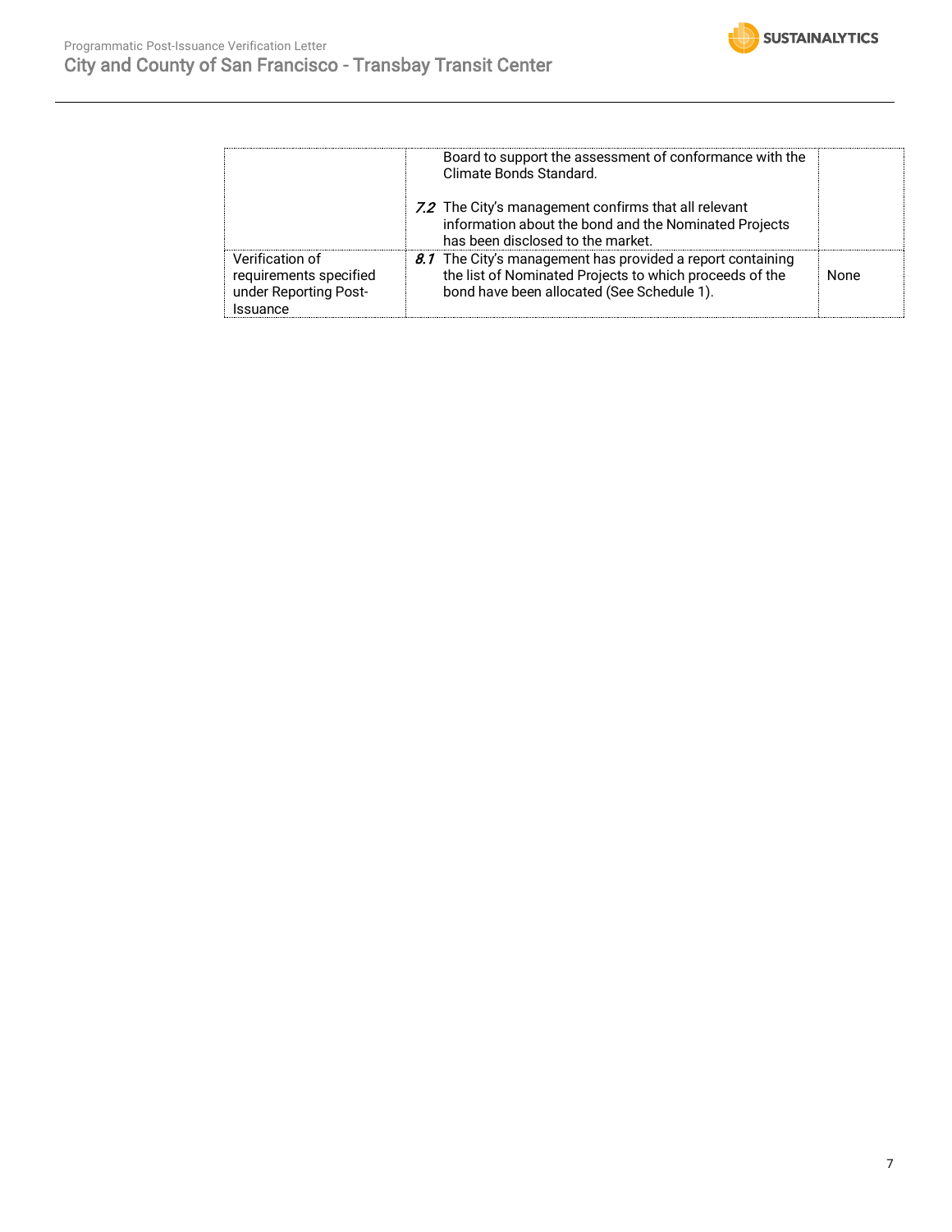| | | |
|---|---|---|
| | Board to support the assessment of conformance with the Climate Bonds Standard.<br><br>*7.2* The City's management confirms that all relevant information about the bond and the Nominated Projects has been disclosed to the market. | |
| Verification of requirements specified under Reporting Post-Issuance | *8.1* The City's management has provided a report containing the list of Nominated Projects to which proceeds of the bond have been allocated (See Schedule 1). | None |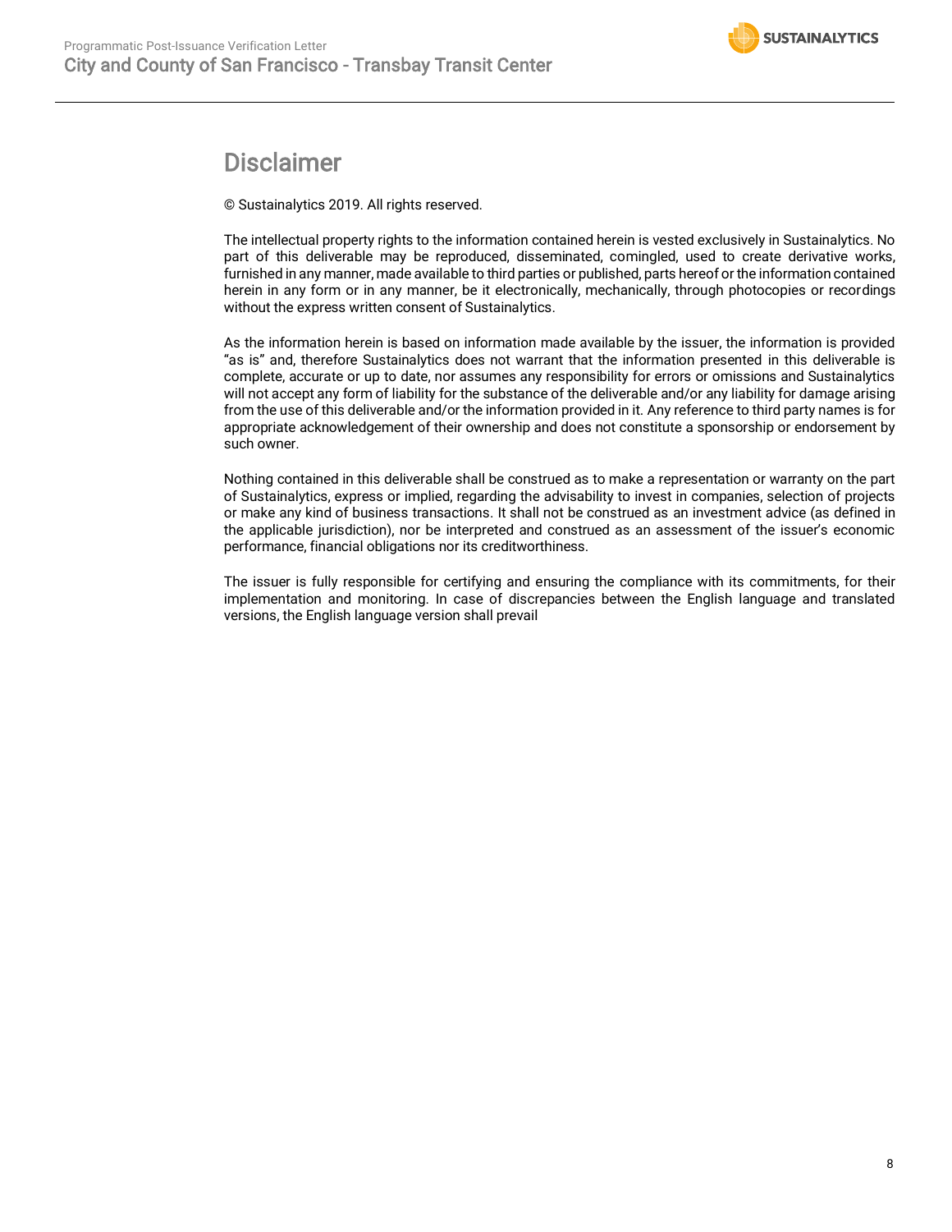# Disclaimer

© Sustainalytics 2019. All rights reserved.

The intellectual property rights to the information contained herein is vested exclusively in Sustainalytics. No part of this deliverable may be reproduced, disseminated, comingled, used to create derivative works, furnished in any manner, made available to third parties or published, parts hereof or the information contained herein in any form or in any manner, be it electronically, mechanically, through photocopies or recordings without the express written consent of Sustainalytics.

As the information herein is based on information made available by the issuer, the information is provided "as is" and, therefore Sustainalytics does not warrant that the information presented in this deliverable is complete, accurate or up to date, nor assumes any responsibility for errors or omissions and Sustainalytics will not accept any form of liability for the substance of the deliverable and/or any liability for damage arising from the use of this deliverable and/or the information provided in it. Any reference to third party names is for appropriate acknowledgement of their ownership and does not constitute a sponsorship or endorsement by such owner.

Nothing contained in this deliverable shall be construed as to make a representation or warranty on the part of Sustainalytics, express or implied, regarding the advisability to invest in companies, selection of projects or make any kind of business transactions. It shall not be construed as an investment advice (as defined in the applicable jurisdiction), nor be interpreted and construed as an assessment of the issuer's economic performance, financial obligations nor its creditworthiness.

The issuer is fully responsible for certifying and ensuring the compliance with its commitments, for their implementation and monitoring. In case of discrepancies between the English language and translated versions, the English language version shall prevail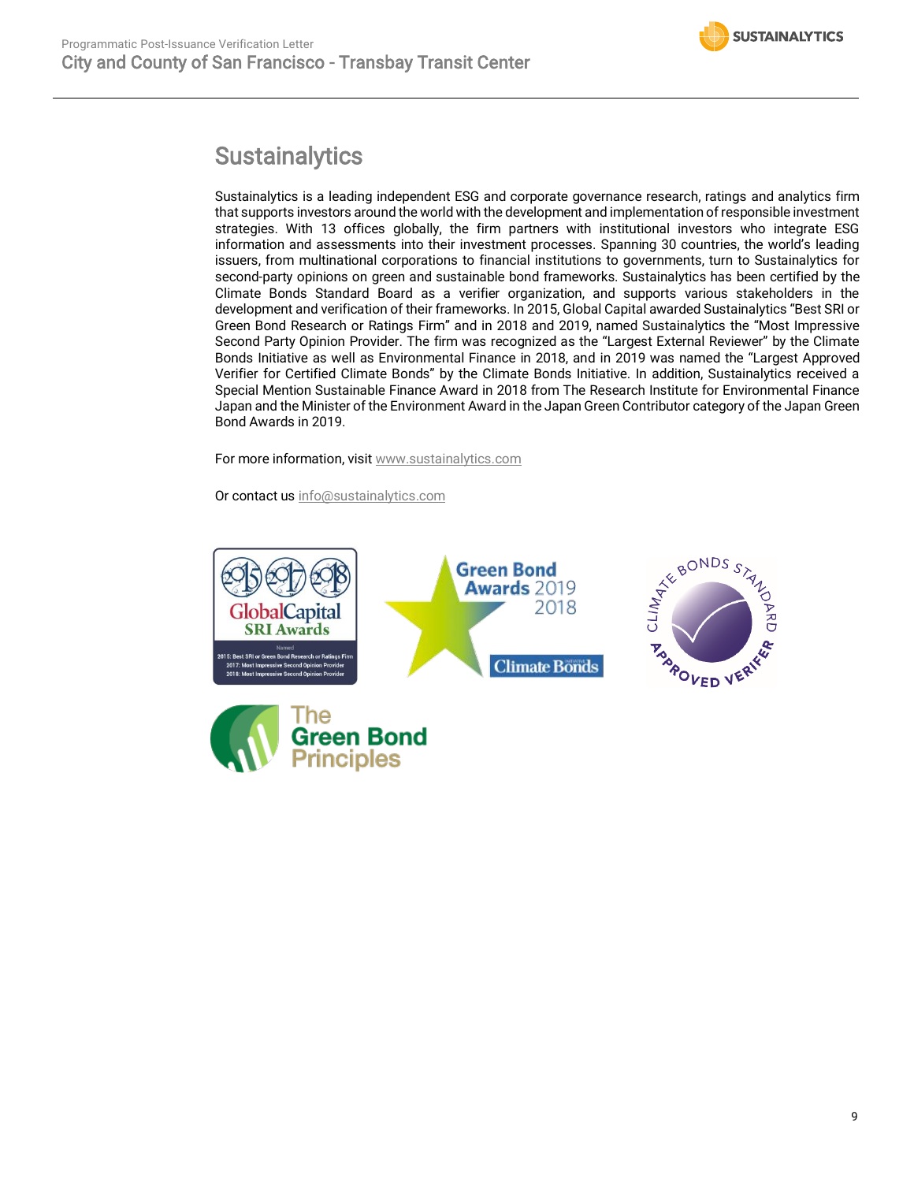# Sustainalytics

Sustainalytics is a leading independent ESG and corporate governance research, ratings and analytics firm that supports investors around the world with the development and implementation of responsible investment strategies. With 13 offices globally, the firm partners with institutional investors who integrate ESG information and assessments into their investment processes. Spanning 30 countries, the world's leading issuers, from multinational corporations to financial institutions to governments, turn to Sustainalytics for second-party opinions on green and sustainable bond frameworks. Sustainalytics has been certified by the Climate Bonds Standard Board as a verifier organization, and supports various stakeholders in the development and verification of their frameworks. In 2015, Global Capital awarded Sustainalytics "Best SRI or Green Bond Research or Ratings Firm" and in 2018 and 2019, named Sustainalytics the "Most Impressive Second Party Opinion Provider. The firm was recognized as the "Largest External Reviewer" by the Climate Bonds Initiative as well as Environmental Finance in 2018, and in 2019 was named the "Largest Approved Verifier for Certified Climate Bonds" by the Climate Bonds Initiative. In addition, Sustainalytics received a Special Mention Sustainable Finance Award in 2018 from The Research Institute for Environmental Finance Japan and the Minister of the Environment Award in the Japan Green Contributor category of the Japan Green Bond Awards in 2019.

For more information, visit www.sustainalytics.com

Or contact us info@sustainalytics.com